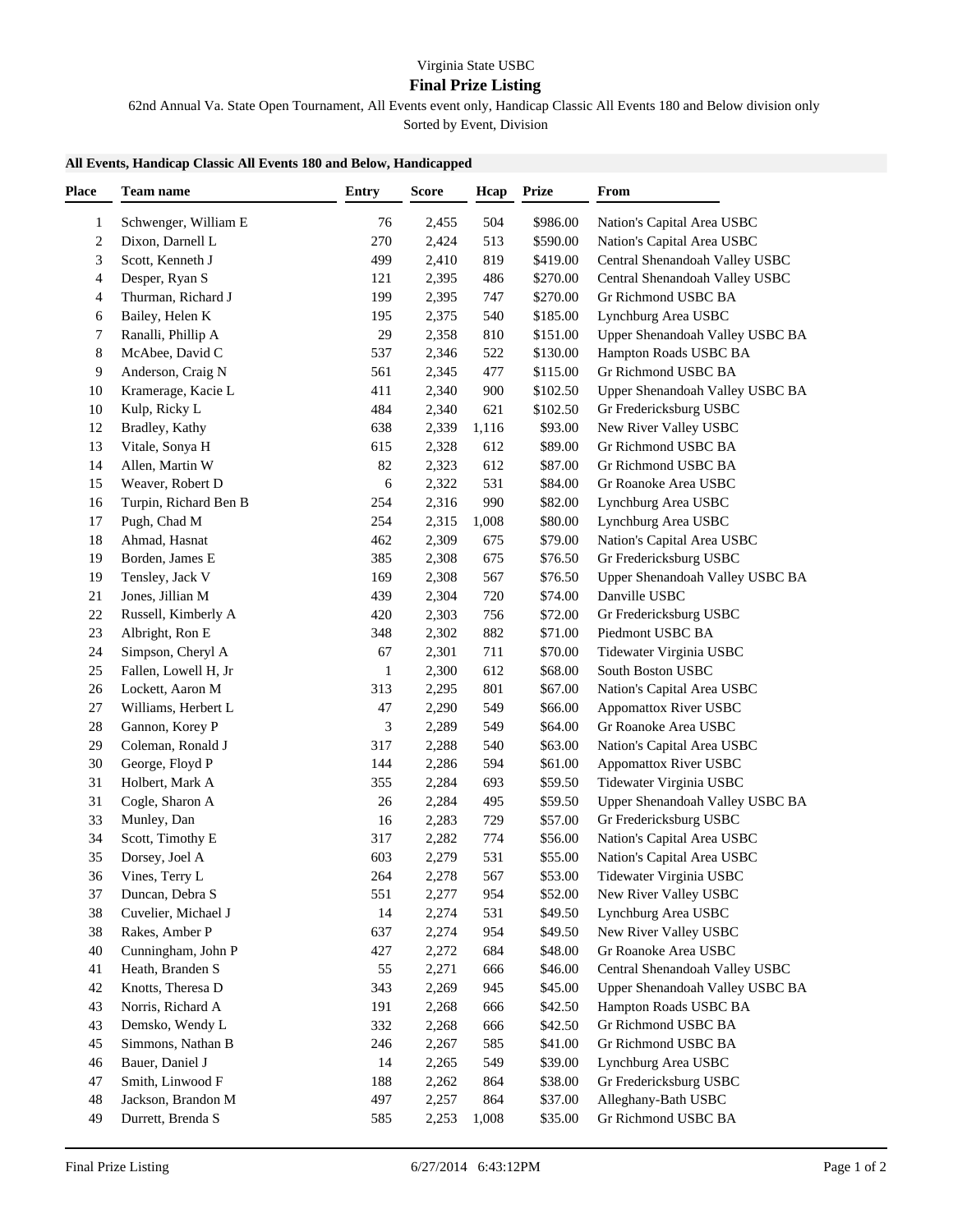Virginia State USBC

## Final Prize Listing

62nd Annual Va. State Open Tournament, All Events event only, Handicap Classic All Events 180 and Below division only

Sorted by Event, Division

### All Events, Handicap Classic All Events 180 and Below, Handicapped

| Place | Team name | Entry | Score | Hcap | Prize | From |
|---|---|---|---|---|---|---|
| 1 | Schwenger, William E | 76 | 2,455 | 504 | $986.00 | Nation's Capital Area USBC |
| 2 | Dixon, Darnell L | 270 | 2,424 | 513 | $590.00 | Nation's Capital Area USBC |
| 3 | Scott, Kenneth J | 499 | 2,410 | 819 | $419.00 | Central Shenandoah Valley USBC |
| 4 | Desper, Ryan S | 121 | 2,395 | 486 | $270.00 | Central Shenandoah Valley USBC |
| 4 | Thurman, Richard J | 199 | 2,395 | 747 | $270.00 | Gr Richmond USBC BA |
| 6 | Bailey, Helen K | 195 | 2,375 | 540 | $185.00 | Lynchburg Area USBC |
| 7 | Ranalli, Phillip A | 29 | 2,358 | 810 | $151.00 | Upper Shenandoah Valley USBC BA |
| 8 | McAbee, David C | 537 | 2,346 | 522 | $130.00 | Hampton Roads USBC BA |
| 9 | Anderson, Craig N | 561 | 2,345 | 477 | $115.00 | Gr Richmond USBC BA |
| 10 | Kramerage, Kacie L | 411 | 2,340 | 900 | $102.50 | Upper Shenandoah Valley USBC BA |
| 10 | Kulp, Ricky L | 484 | 2,340 | 621 | $102.50 | Gr Fredericksburg USBC |
| 12 | Bradley, Kathy | 638 | 2,339 | 1,116 | $93.00 | New River Valley USBC |
| 13 | Vitale, Sonya H | 615 | 2,328 | 612 | $89.00 | Gr Richmond USBC BA |
| 14 | Allen, Martin W | 82 | 2,323 | 612 | $87.00 | Gr Richmond USBC BA |
| 15 | Weaver, Robert D | 6 | 2,322 | 531 | $84.00 | Gr Roanoke Area USBC |
| 16 | Turpin, Richard Ben B | 254 | 2,316 | 990 | $82.00 | Lynchburg Area USBC |
| 17 | Pugh, Chad M | 254 | 2,315 | 1,008 | $80.00 | Lynchburg Area USBC |
| 18 | Ahmad, Hasnat | 462 | 2,309 | 675 | $79.00 | Nation's Capital Area USBC |
| 19 | Borden, James E | 385 | 2,308 | 675 | $76.50 | Gr Fredericksburg USBC |
| 19 | Tensley, Jack V | 169 | 2,308 | 567 | $76.50 | Upper Shenandoah Valley USBC BA |
| 21 | Jones, Jillian M | 439 | 2,304 | 720 | $74.00 | Danville USBC |
| 22 | Russell, Kimberly A | 420 | 2,303 | 756 | $72.00 | Gr Fredericksburg USBC |
| 23 | Albright, Ron E | 348 | 2,302 | 882 | $71.00 | Piedmont USBC BA |
| 24 | Simpson, Cheryl A | 67 | 2,301 | 711 | $70.00 | Tidewater Virginia USBC |
| 25 | Fallen, Lowell H, Jr | 1 | 2,300 | 612 | $68.00 | South Boston USBC |
| 26 | Lockett, Aaron M | 313 | 2,295 | 801 | $67.00 | Nation's Capital Area USBC |
| 27 | Williams, Herbert L | 47 | 2,290 | 549 | $66.00 | Appomattox River USBC |
| 28 | Gannon, Korey P | 3 | 2,289 | 549 | $64.00 | Gr Roanoke Area USBC |
| 29 | Coleman, Ronald J | 317 | 2,288 | 540 | $63.00 | Nation's Capital Area USBC |
| 30 | George, Floyd P | 144 | 2,286 | 594 | $61.00 | Appomattox River USBC |
| 31 | Holbert, Mark A | 355 | 2,284 | 693 | $59.50 | Tidewater Virginia USBC |
| 31 | Cogle, Sharon A | 26 | 2,284 | 495 | $59.50 | Upper Shenandoah Valley USBC BA |
| 33 | Munley, Dan | 16 | 2,283 | 729 | $57.00 | Gr Fredericksburg USBC |
| 34 | Scott, Timothy E | 317 | 2,282 | 774 | $56.00 | Nation's Capital Area USBC |
| 35 | Dorsey, Joel A | 603 | 2,279 | 531 | $55.00 | Nation's Capital Area USBC |
| 36 | Vines, Terry L | 264 | 2,278 | 567 | $53.00 | Tidewater Virginia USBC |
| 37 | Duncan, Debra S | 551 | 2,277 | 954 | $52.00 | New River Valley USBC |
| 38 | Cuvelier, Michael J | 14 | 2,274 | 531 | $49.50 | Lynchburg Area USBC |
| 38 | Rakes, Amber P | 637 | 2,274 | 954 | $49.50 | New River Valley USBC |
| 40 | Cunningham, John P | 427 | 2,272 | 684 | $48.00 | Gr Roanoke Area USBC |
| 41 | Heath, Branden S | 55 | 2,271 | 666 | $46.00 | Central Shenandoah Valley USBC |
| 42 | Knotts, Theresa D | 343 | 2,269 | 945 | $45.00 | Upper Shenandoah Valley USBC BA |
| 43 | Norris, Richard A | 191 | 2,268 | 666 | $42.50 | Hampton Roads USBC BA |
| 43 | Demsko, Wendy L | 332 | 2,268 | 666 | $42.50 | Gr Richmond USBC BA |
| 45 | Simmons, Nathan B | 246 | 2,267 | 585 | $41.00 | Gr Richmond USBC BA |
| 46 | Bauer, Daniel J | 14 | 2,265 | 549 | $39.00 | Lynchburg Area USBC |
| 47 | Smith, Linwood F | 188 | 2,262 | 864 | $38.00 | Gr Fredericksburg USBC |
| 48 | Jackson, Brandon M | 497 | 2,257 | 864 | $37.00 | Alleghany-Bath USBC |
| 49 | Durrett, Brenda S | 585 | 2,253 | 1,008 | $35.00 | Gr Richmond USBC BA |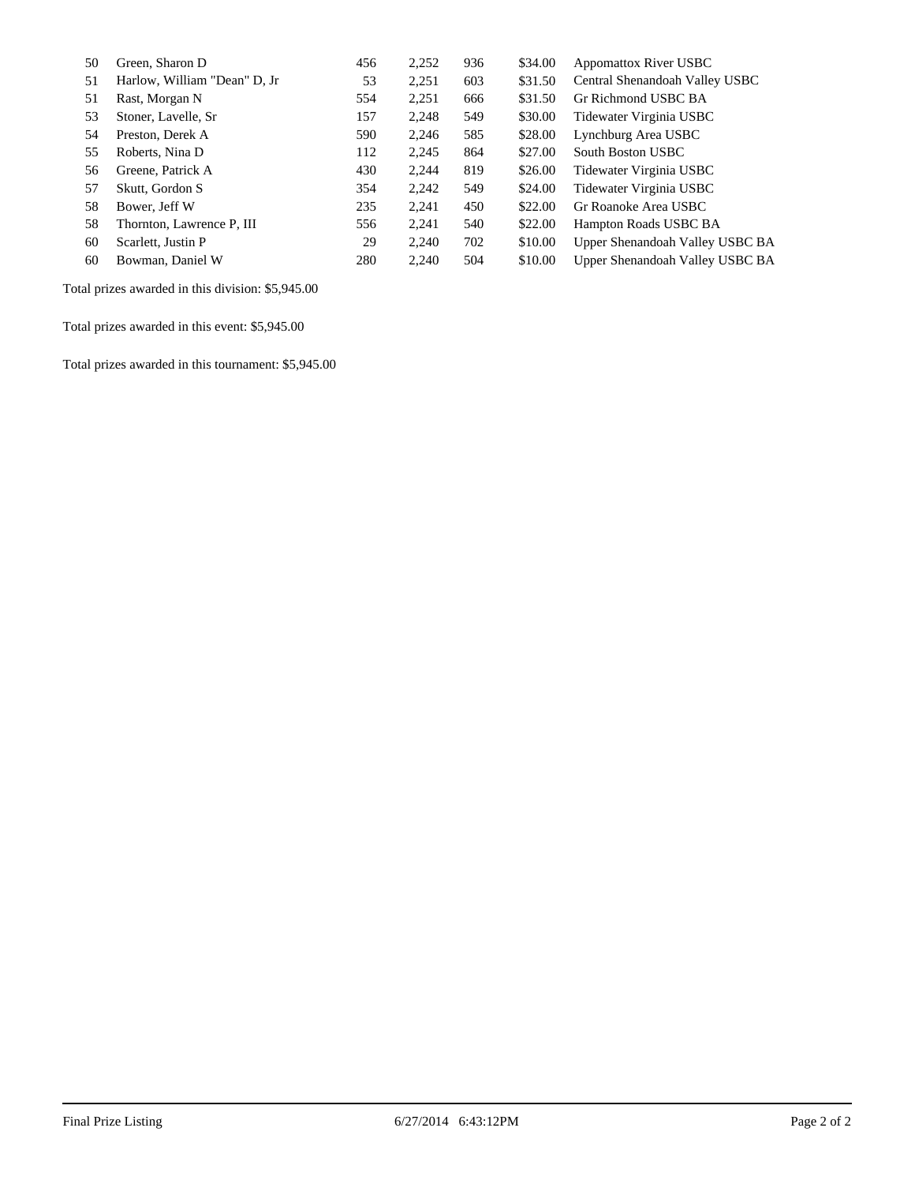| | | | | | | |
|---|---|---|---|---|---|---|
| 50 | Green, Sharon D | 456 | 2,252 | 936 | $34.00 | Appomattox River USBC |
| 51 | Harlow, William "Dean" D, Jr | 53 | 2,251 | 603 | $31.50 | Central Shenandoah Valley USBC |
| 51 | Rast, Morgan N | 554 | 2,251 | 666 | $31.50 | Gr Richmond USBC BA |
| 53 | Stoner, Lavelle, Sr | 157 | 2,248 | 549 | $30.00 | Tidewater Virginia USBC |
| 54 | Preston, Derek A | 590 | 2,246 | 585 | $28.00 | Lynchburg Area USBC |
| 55 | Roberts, Nina D | 112 | 2,245 | 864 | $27.00 | South Boston USBC |
| 56 | Greene, Patrick A | 430 | 2,244 | 819 | $26.00 | Tidewater Virginia USBC |
| 57 | Skutt, Gordon S | 354 | 2,242 | 549 | $24.00 | Tidewater Virginia USBC |
| 58 | Bower, Jeff W | 235 | 2,241 | 450 | $22.00 | Gr Roanoke Area USBC |
| 58 | Thornton, Lawrence P, III | 556 | 2,241 | 540 | $22.00 | Hampton Roads USBC BA |
| 60 | Scarlett, Justin P | 29 | 2,240 | 702 | $10.00 | Upper Shenandoah Valley USBC BA |
| 60 | Bowman, Daniel W | 280 | 2,240 | 504 | $10.00 | Upper Shenandoah Valley USBC BA |

Total prizes awarded in this division: $5,945.00

Total prizes awarded in this event: $5,945.00

Total prizes awarded in this tournament: $5,945.00

Final Prize Listing 6/27/2014 6:43:12PM